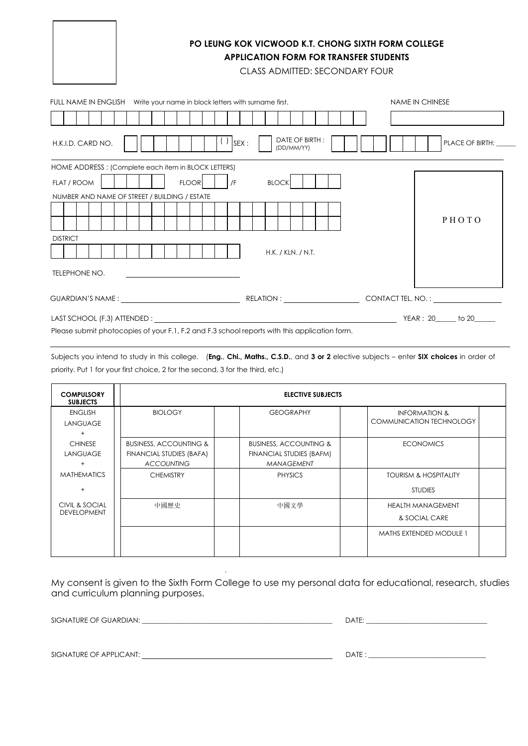# PO LEUNG KOK VICWOOD K.T. CHONG SIXTH FORM COLLEGE

## APPLICATION FORM FOR TRANSFER STUDENTS

CLASS ADMITTED: SECONDARY FOUR

FULL NAME IN ENGLISH  Write your name in block letters with surname first.

NAME IN CHINESE

H.K.I.D. CARD NO. (  )  SEX :  DATE OF BIRTH : (DD/MM/YY)  PLACE OF BIRTH: ______

HOME ADDRESS : (Complete each item in BLOCK LETTERS)

FLAT / ROOM  FLOOR  /F  BLOCK

NUMBER AND NAME OF STREET / BUILDING / ESTATE

DISTRICT

H.K. / KLN. / N.T.

TELEPHONE NO. ______________________

PHOTO

GUARDIAN'S NAME : ______________________ RELATION : ______________ CONTACT TEL. NO. : ______________

LAST SCHOOL (F.3) ATTENDED : ______________________________________ YEAR : 20_____ to 20_____

Please submit photocopies of your F.1, F.2 and F.3 school reports with this application form.

Subjects you intend to study in this college. (**Eng.**, **Chi.**, **Maths.**, **C.S.D.**, and **3 or 2** elective subjects – enter **SIX choices** in order of priority. Put 1 for your first choice, 2 for the second, 3 for the third, etc.)

| **COMPULSORY SUBJECTS** | **ELECTIVE SUBJECTS** | | | | | |
|---|---|---|---|---|---|---|
| ENGLISH LANGUAGE + | BIOLOGY | | GEOGRAPHY | | INFORMATION & COMMUNICATION TECHNOLOGY | |
| CHINESE LANGUAGE + | BUSINESS, ACCOUNTING & FINANCIAL STUDIES (BAFA) *ACCOUNTING* | | BUSINESS, ACCOUNTING & FINANCIAL STUDIES (BAFM) *MANAGEMENT* | | ECONOMICS | |
| MATHEMATICS + | CHEMISTRY | | PHYSICS | | TOURISM & HOSPITALITY STUDIES | |
| CIVIL & SOCIAL DEVELOPMENT | 中國歷史 | | 中國文學 | | HEALTH MANAGEMENT & SOCIAL CARE | |
| | | | | | MATHS EXTENDED MODULE 1 | |

My consent is given to the Sixth Form College to use my personal data for educational, research, studies and curriculum planning purposes.

SIGNATURE OF GUARDIAN: ______________________________ DATE: ______________________

SIGNATURE OF APPLICANT: ______________________________ DATE : ______________________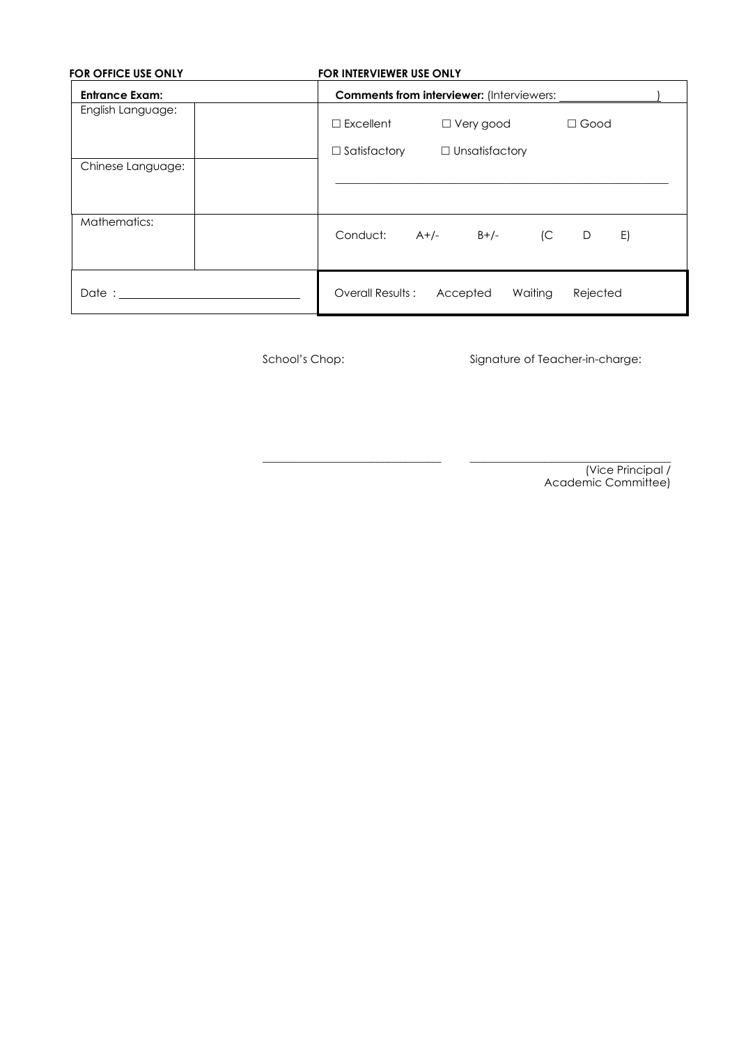| FOR OFFICE USE ONLY | | FOR INTERVIEWER USE ONLY |
|---|---|---|
| **Entrance Exam:** | | **Comments from interviewer:** (Interviewers: ) |
| English Language: | | ☐ Excellent ☐ Very good ☐ Good<br>☐ Satisfactory ☐ Unsatisfactory |
| Chinese Language: | | |
| Mathematics: | | Conduct: A+/- B+/- (C D E) |
| Date : | | Overall Results : Accepted Waiting Rejected |

School's Chop:

Signature of Teacher-in-charge:

(Vice Principal / Academic Committee)